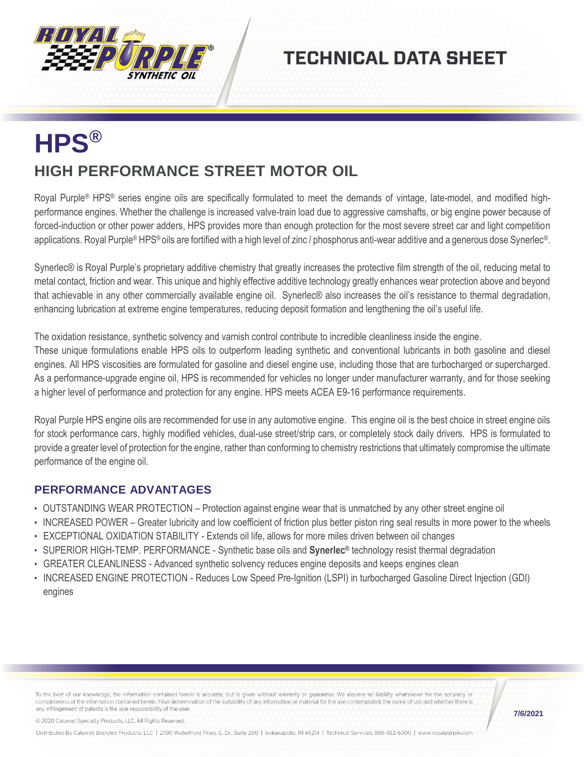# TECHNICAL DATA SHEET

# HPS®

## HIGH PERFORMANCE STREET MOTOR OIL

Royal Purple® HPS® series engine oils are specifically formulated to meet the demands of vintage, late-model, and modified high-performance engines. Whether the challenge is increased valve-train load due to aggressive camshafts, or big engine power because of forced-induction or other power adders, HPS provides more than enough protection for the most severe street car and light competition applications. Royal Purple® HPS® oils are fortified with a high level of zinc / phosphorus anti-wear additive and a generous dose Synerlec®.

Synerlec® is Royal Purple's proprietary additive chemistry that greatly increases the protective film strength of the oil, reducing metal to metal contact, friction and wear. This unique and highly effective additive technology greatly enhances wear protection above and beyond that achievable in any other commercially available engine oil. Synerlec® also increases the oil's resistance to thermal degradation, enhancing lubrication at extreme engine temperatures, reducing deposit formation and lengthening the oil's useful life.

The oxidation resistance, synthetic solvency and varnish control contribute to incredible cleanliness inside the engine.
These unique formulations enable HPS oils to outperform leading synthetic and conventional lubricants in both gasoline and diesel engines. All HPS viscosities are formulated for gasoline and diesel engine use, including those that are turbocharged or supercharged. As a performance-upgrade engine oil, HPS is recommended for vehicles no longer under manufacturer warranty, and for those seeking a higher level of performance and protection for any engine. HPS meets ACEA E9-16 performance requirements.

Royal Purple HPS engine oils are recommended for use in any automotive engine. This engine oil is the best choice in street engine oils for stock performance cars, highly modified vehicles, dual-use street/strip cars, or completely stock daily drivers. HPS is formulated to provide a greater level of protection for the engine, rather than conforming to chemistry restrictions that ultimately compromise the ultimate performance of the engine oil.

### PERFORMANCE ADVANTAGES

- OUTSTANDING WEAR PROTECTION – Protection against engine wear that is unmatched by any other street engine oil
- INCREASED POWER – Greater lubricity and low coefficient of friction plus better piston ring seal results in more power to the wheels
- EXCEPTIONAL OXIDATION STABILITY - Extends oil life, allows for more miles driven between oil changes
- SUPERIOR HIGH-TEMP. PERFORMANCE - Synthetic base oils and **Synerlec®** technology resist thermal degradation
- GREATER CLEANLINESS - Advanced synthetic solvency reduces engine deposits and keeps engines clean
- INCREASED ENGINE PROTECTION - Reduces Low Speed Pre-Ignition (LSPI) in turbocharged Gasoline Direct Injection (GDI) engines

To the best of our knowledge, the information contained herein is accurate, but is given without warranty or guarantee. We assume no liability whatsoever for the accuracy or completeness of the information contained herein. Final determination of the suitability of any information or material for the use contemplated, the name of use and whether there is any infringement of patents is the sole responsibility of the user.

© 2020 Calumet Specialty Products, LLC. All Rights Reserved.

7/6/2021

Distributed By Calumet Branded Products, LLC | 2780 Waterfront Pkwy. E. Dr., Suite 200 | Indianapolis, IN 46214 | Technical Services: 888-382-6300 | www.royalpurple.com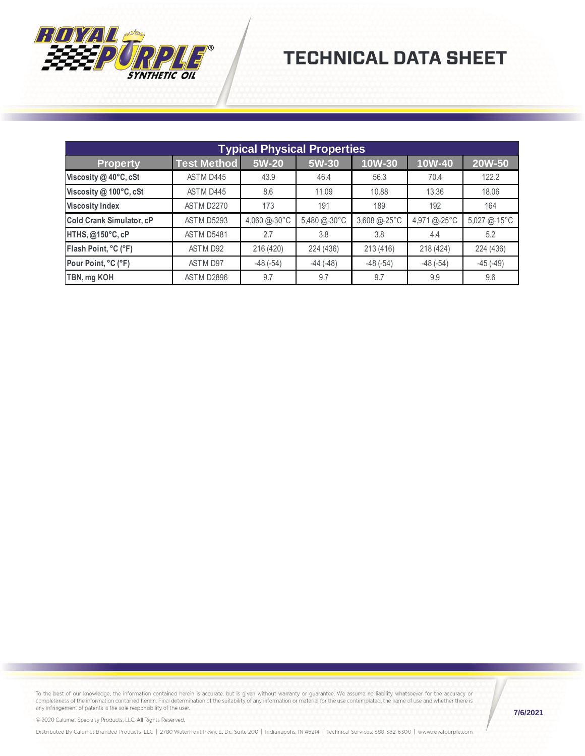# TECHNICAL DATA SHEET

| Typical Physical Properties | | | | | | |
|---|---|---|---|---|---|---|
| **Property** | **Test Method** | **5W-20** | **5W-30** | **10W-30** | **10W-40** | **20W-50** |
| **Viscosity @ 40°C, cSt** | ASTM D445 | 43.9 | 46.4 | 56.3 | 70.4 | 122.2 |
| **Viscosity @ 100°C, cSt** | ASTM D445 | 8.6 | 11.09 | 10.88 | 13.36 | 18.06 |
| **Viscosity Index** | ASTM D2270 | 173 | 191 | 189 | 192 | 164 |
| **Cold Crank Simulator, cP** | ASTM D5293 | 4,060 @-30°C | 5,480 @-30°C | 3,608 @-25°C | 4,971 @-25°C | 5,027 @-15°C |
| **HTHS, @150°C, cP** | ASTM D5481 | 2.7 | 3.8 | 3.8 | 4.4 | 5.2 |
| **Flash Point, °C (°F)** | ASTM D92 | 216 (420) | 224 (436) | 213 (416) | 218 (424) | 224 (436) |
| **Pour Point, °C (°F)** | ASTM D97 | -48 (-54) | -44 (-48) | -48 (-54) | -48 (-54) | -45 (-49) |
| **TBN, mg KOH** | ASTM D2896 | 9.7 | 9.7 | 9.7 | 9.9 | 9.6 |

To the best of our knowledge, the information contained herein is accurate, but is given without warranty or guarantee. We assume no liability whatsoever for the accuracy or completeness of the information contained herein. Final determination of the suitability of any information or material for the use contemplated, the name of use and whether there is any infringement of patents is the sole responsibility of the user.

© 2020 Calumet Specialty Products, LLC. All Rights Reserved.

7/6/2021

Distributed By Calumet Branded Products, LLC | 2780 Waterfront Pkwy. E. Dr., Suite 200 | Indianapolis, IN 46214 | Technical Services: 888-382-6300 | www.royalpurple.com